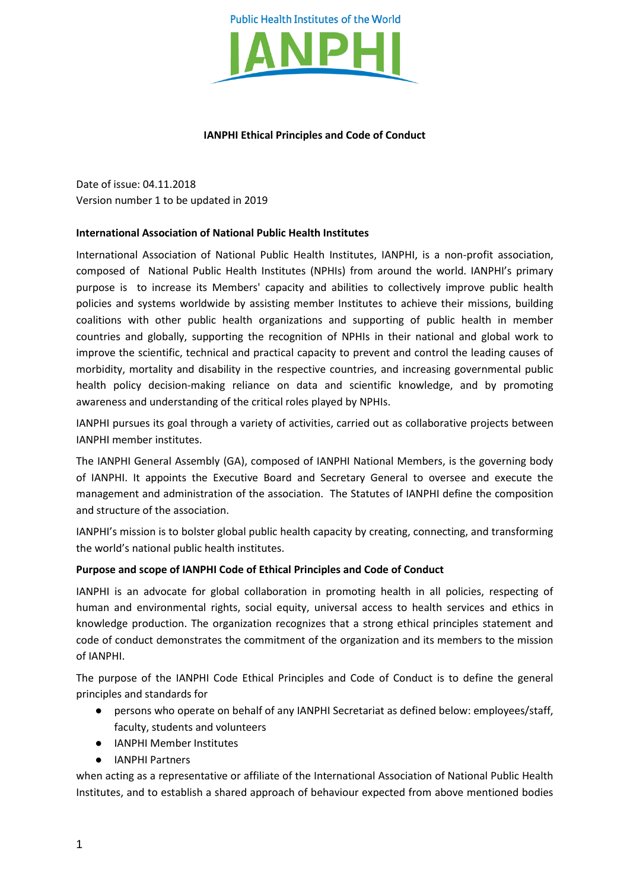Public Health Institutes of the World

# IANPHI

## IANPHI Ethical Principles and Code of Conduct

Date of issue: 04.11.2018
Version number 1 to be updated in 2019

### International Association of National Public Health Institutes

International Association of National Public Health Institutes, IANPHI, is a non-profit association, composed of National Public Health Institutes (NPHIs) from around the world. IANPHI's primary purpose is to increase its Members' capacity and abilities to collectively improve public health policies and systems worldwide by assisting member Institutes to achieve their missions, building coalitions with other public health organizations and supporting of public health in member countries and globally, supporting the recognition of NPHIs in their national and global work to improve the scientific, technical and practical capacity to prevent and control the leading causes of morbidity, mortality and disability in the respective countries, and increasing governmental public health policy decision-making reliance on data and scientific knowledge, and by promoting awareness and understanding of the critical roles played by NPHIs.

IANPHI pursues its goal through a variety of activities, carried out as collaborative projects between IANPHI member institutes.

The IANPHI General Assembly (GA), composed of IANPHI National Members, is the governing body of IANPHI. It appoints the Executive Board and Secretary General to oversee and execute the management and administration of the association. The Statutes of IANPHI define the composition and structure of the association.

IANPHI's mission is to bolster global public health capacity by creating, connecting, and transforming the world's national public health institutes.

### Purpose and scope of IANPHI Code of Ethical Principles and Code of Conduct

IANPHI is an advocate for global collaboration in promoting health in all policies, respecting of human and environmental rights, social equity, universal access to health services and ethics in knowledge production. The organization recognizes that a strong ethical principles statement and code of conduct demonstrates the commitment of the organization and its members to the mission of IANPHI.

The purpose of the IANPHI Code Ethical Principles and Code of Conduct is to define the general principles and standards for

- persons who operate on behalf of any IANPHI Secretariat as defined below: employees/staff, faculty, students and volunteers
- IANPHI Member Institutes
- IANPHI Partners

when acting as a representative or affiliate of the International Association of National Public Health Institutes, and to establish a shared approach of behaviour expected from above mentioned bodies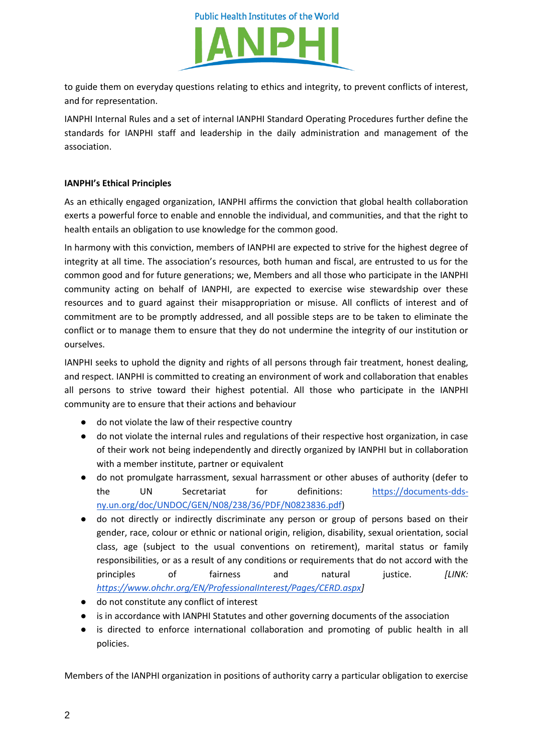to guide them on everyday questions relating to ethics and integrity, to prevent conflicts of interest, and for representation.

IANPHI Internal Rules and a set of internal IANPHI Standard Operating Procedures further define the standards for IANPHI staff and leadership in the daily administration and management of the association.

**IANPHI's Ethical Principles**

As an ethically engaged organization, IANPHI affirms the conviction that global health collaboration exerts a powerful force to enable and ennoble the individual, and communities, and that the right to health entails an obligation to use knowledge for the common good.

In harmony with this conviction, members of IANPHI are expected to strive for the highest degree of integrity at all time. The association's resources, both human and fiscal, are entrusted to us for the common good and for future generations; we, Members and all those who participate in the IANPHI community acting on behalf of IANPHI, are expected to exercise wise stewardship over these resources and to guard against their misappropriation or misuse. All conflicts of interest and of commitment are to be promptly addressed, and all possible steps are to be taken to eliminate the conflict or to manage them to ensure that they do not undermine the integrity of our institution or ourselves.

IANPHI seeks to uphold the dignity and rights of all persons through fair treatment, honest dealing, and respect. IANPHI is committed to creating an environment of work and collaboration that enables all persons to strive toward their highest potential. All those who participate in the IANPHI community are to ensure that their actions and behaviour

- do not violate the law of their respective country
- do not violate the internal rules and regulations of their respective host organization, in case of their work not being independently and directly organized by IANPHI but in collaboration with a member institute, partner or equivalent
- do not promulgate harrassment, sexual harrassment or other abuses of authority (defer to the UN Secretariat for definitions: https://documents-dds-ny.un.org/doc/UNDOC/GEN/N08/238/36/PDF/N0823836.pdf)
- do not directly or indirectly discriminate any person or group of persons based on their gender, race, colour or ethnic or national origin, religion, disability, sexual orientation, social class, age (subject to the usual conventions on retirement), marital status or family responsibilities, or as a result of any conditions or requirements that do not accord with the principles of fairness and natural justice. *[LINK: https://www.ohchr.org/EN/ProfessionalInterest/Pages/CERD.aspx]*
- do not constitute any conflict of interest
- is in accordance with IANPHI Statutes and other governing documents of the association
- is directed to enforce international collaboration and promoting of public health in all policies.

Members of the IANPHI organization in positions of authority carry a particular obligation to exercise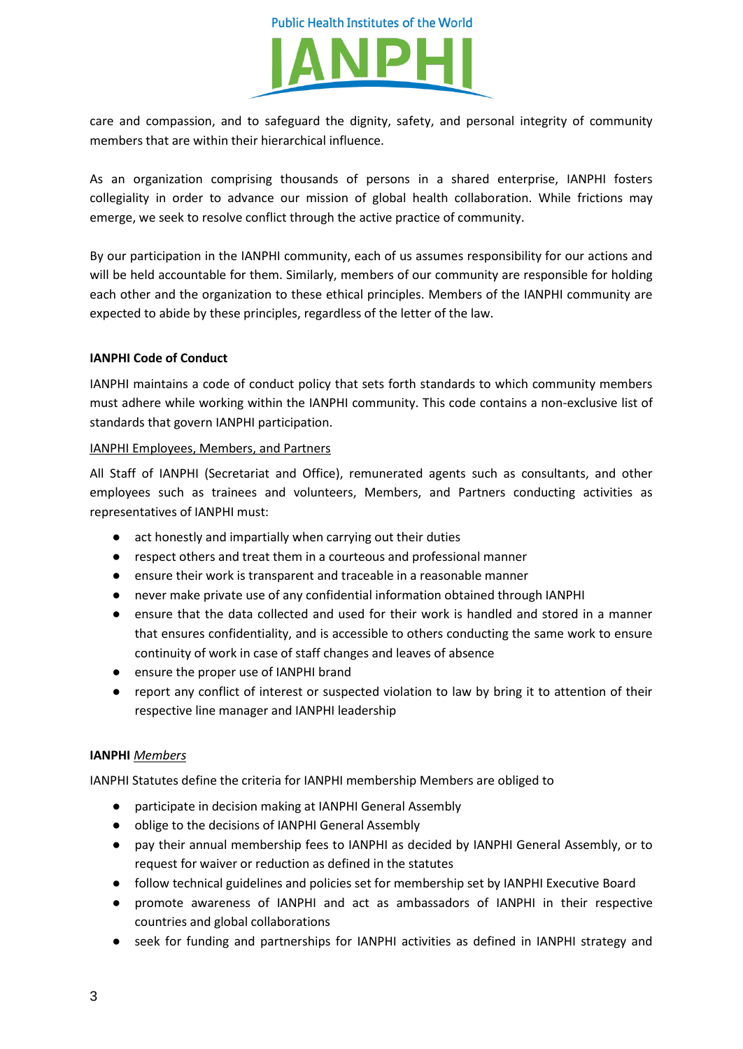care and compassion, and to safeguard the dignity, safety, and personal integrity of community members that are within their hierarchical influence.

As an organization comprising thousands of persons in a shared enterprise, IANPHI fosters collegiality in order to advance our mission of global health collaboration. While frictions may emerge, we seek to resolve conflict through the active practice of community.

By our participation in the IANPHI community, each of us assumes responsibility for our actions and will be held accountable for them. Similarly, members of our community are responsible for holding each other and the organization to these ethical principles. Members of the IANPHI community are expected to abide by these principles, regardless of the letter of the law.

**IANPHI Code of Conduct**

IANPHI maintains a code of conduct policy that sets forth standards to which community members must adhere while working within the IANPHI community. This code contains a non-exclusive list of standards that govern IANPHI participation.

<u>IANPHI Employees, Members, and Partners</u>

All Staff of IANPHI (Secretariat and Office), remunerated agents such as consultants, and other employees such as trainees and volunteers, Members, and Partners conducting activities as representatives of IANPHI must:

- act honestly and impartially when carrying out their duties
- respect others and treat them in a courteous and professional manner
- ensure their work is transparent and traceable in a reasonable manner
- never make private use of any confidential information obtained through IANPHI
- ensure that the data collected and used for their work is handled and stored in a manner that ensures confidentiality, and is accessible to others conducting the same work to ensure continuity of work in case of staff changes and leaves of absence
- ensure the proper use of IANPHI brand
- report any conflict of interest or suspected violation to law by bring it to attention of their respective line manager and IANPHI leadership

**IANPHI** ***<u>Members</u>***

IANPHI Statutes define the criteria for IANPHI membership Members are obliged to

- participate in decision making at IANPHI General Assembly
- oblige to the decisions of IANPHI General Assembly
- pay their annual membership fees to IANPHI as decided by IANPHI General Assembly, or to request for waiver or reduction as defined in the statutes
- follow technical guidelines and policies set for membership set by IANPHI Executive Board
- promote awareness of IANPHI and act as ambassadors of IANPHI in their respective countries and global collaborations
- seek for funding and partnerships for IANPHI activities as defined in IANPHI strategy and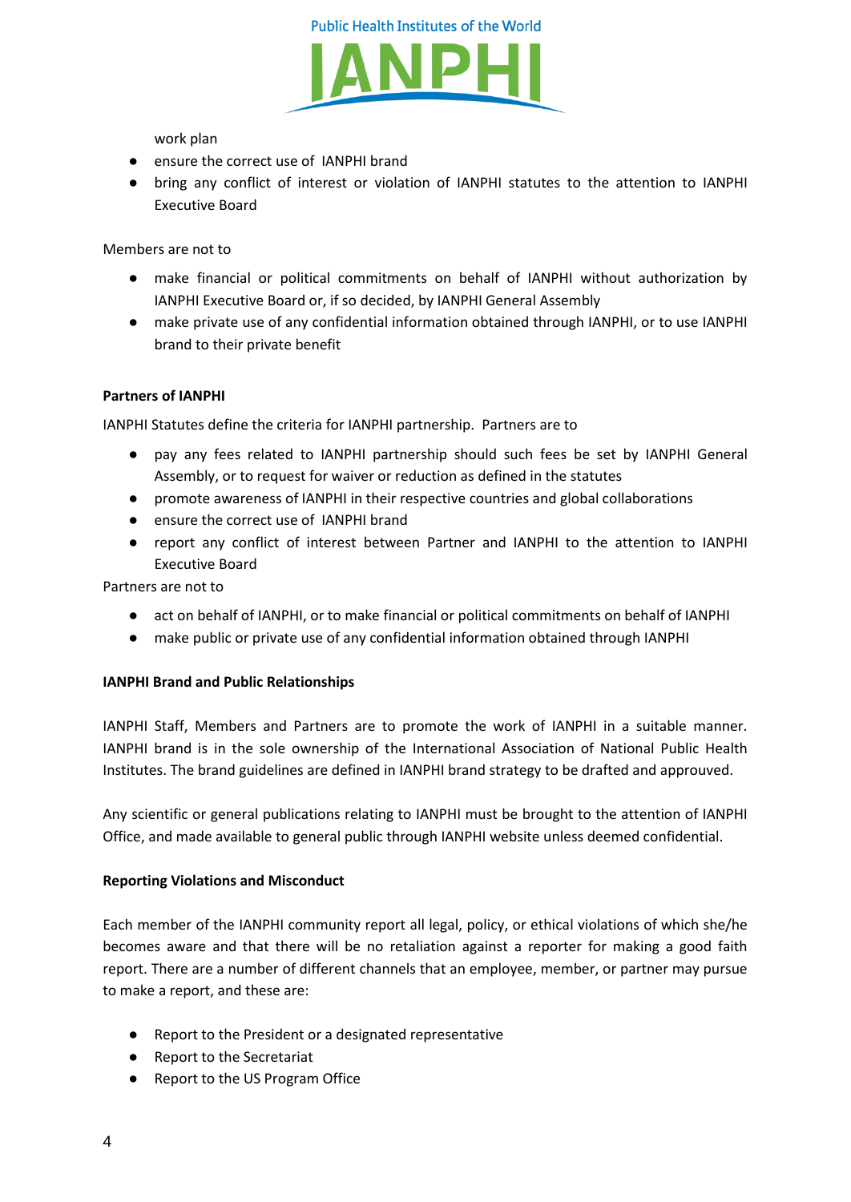work plan

- ensure the correct use of IANPHI brand
- bring any conflict of interest or violation of IANPHI statutes to the attention to IANPHI Executive Board

Members are not to

- make financial or political commitments on behalf of IANPHI without authorization by IANPHI Executive Board or, if so decided, by IANPHI General Assembly
- make private use of any confidential information obtained through IANPHI, or to use IANPHI brand to their private benefit

**Partners of IANPHI**

IANPHI Statutes define the criteria for IANPHI partnership. Partners are to

- pay any fees related to IANPHI partnership should such fees be set by IANPHI General Assembly, or to request for waiver or reduction as defined in the statutes
- promote awareness of IANPHI in their respective countries and global collaborations
- ensure the correct use of IANPHI brand
- report any conflict of interest between Partner and IANPHI to the attention to IANPHI Executive Board

Partners are not to

- act on behalf of IANPHI, or to make financial or political commitments on behalf of IANPHI
- make public or private use of any confidential information obtained through IANPHI

**IANPHI Brand and Public Relationships**

IANPHI Staff, Members and Partners are to promote the work of IANPHI in a suitable manner. IANPHI brand is in the sole ownership of the International Association of National Public Health Institutes. The brand guidelines are defined in IANPHI brand strategy to be drafted and approuved.

Any scientific or general publications relating to IANPHI must be brought to the attention of IANPHI Office, and made available to general public through IANPHI website unless deemed confidential.

**Reporting Violations and Misconduct**

Each member of the IANPHI community report all legal, policy, or ethical violations of which she/he becomes aware and that there will be no retaliation against a reporter for making a good faith report. There are a number of different channels that an employee, member, or partner may pursue to make a report, and these are:

- Report to the President or a designated representative
- Report to the Secretariat
- Report to the US Program Office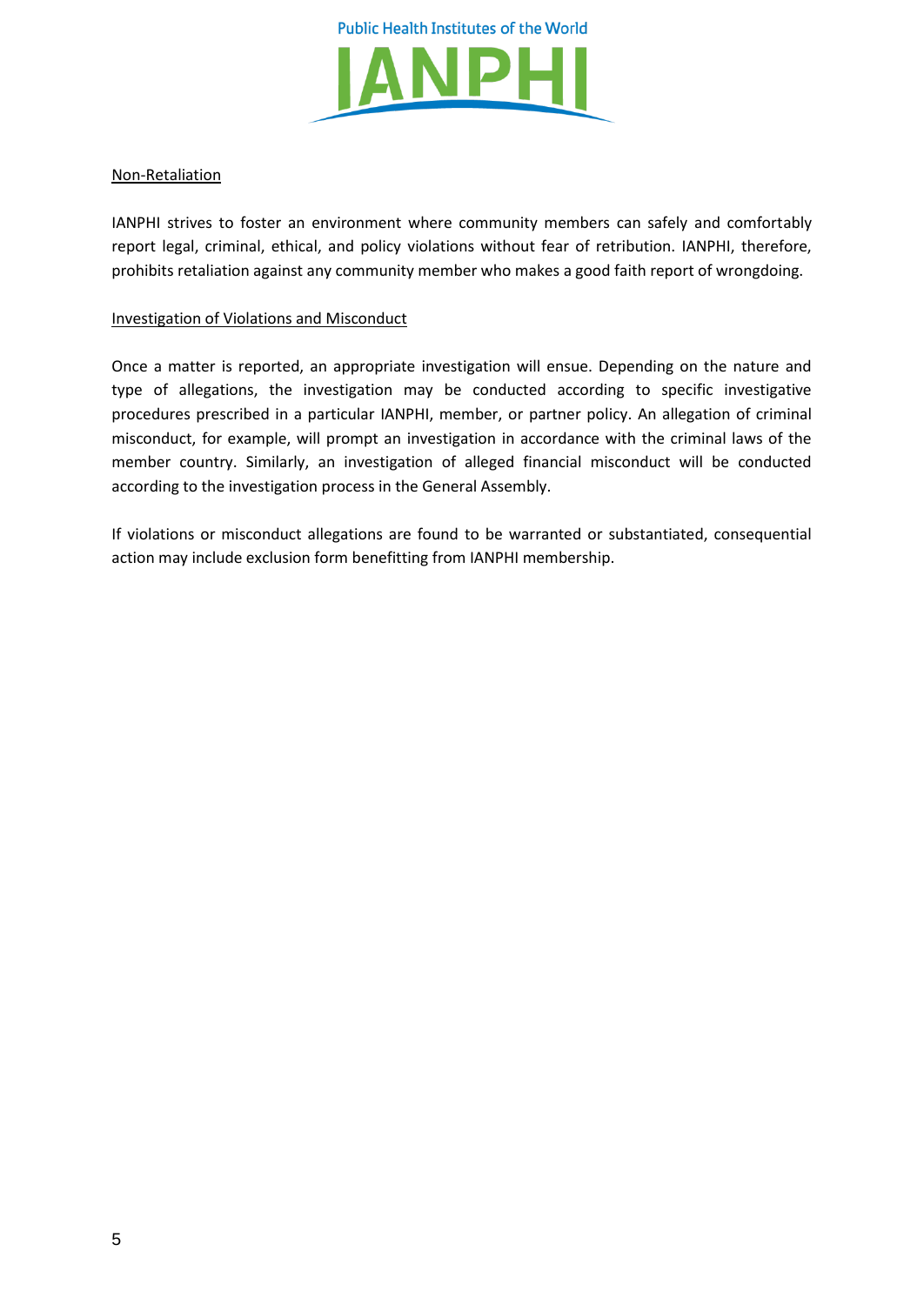Non-Retaliation

IANPHI strives to foster an environment where community members can safely and comfortably report legal, criminal, ethical, and policy violations without fear of retribution. IANPHI, therefore, prohibits retaliation against any community member who makes a good faith report of wrongdoing.

Investigation of Violations and Misconduct

Once a matter is reported, an appropriate investigation will ensue. Depending on the nature and type of allegations, the investigation may be conducted according to specific investigative procedures prescribed in a particular IANPHI, member, or partner policy. An allegation of criminal misconduct, for example, will prompt an investigation in accordance with the criminal laws of the member country. Similarly, an investigation of alleged financial misconduct will be conducted according to the investigation process in the General Assembly.

If violations or misconduct allegations are found to be warranted or substantiated, consequential action may include exclusion form benefitting from IANPHI membership.